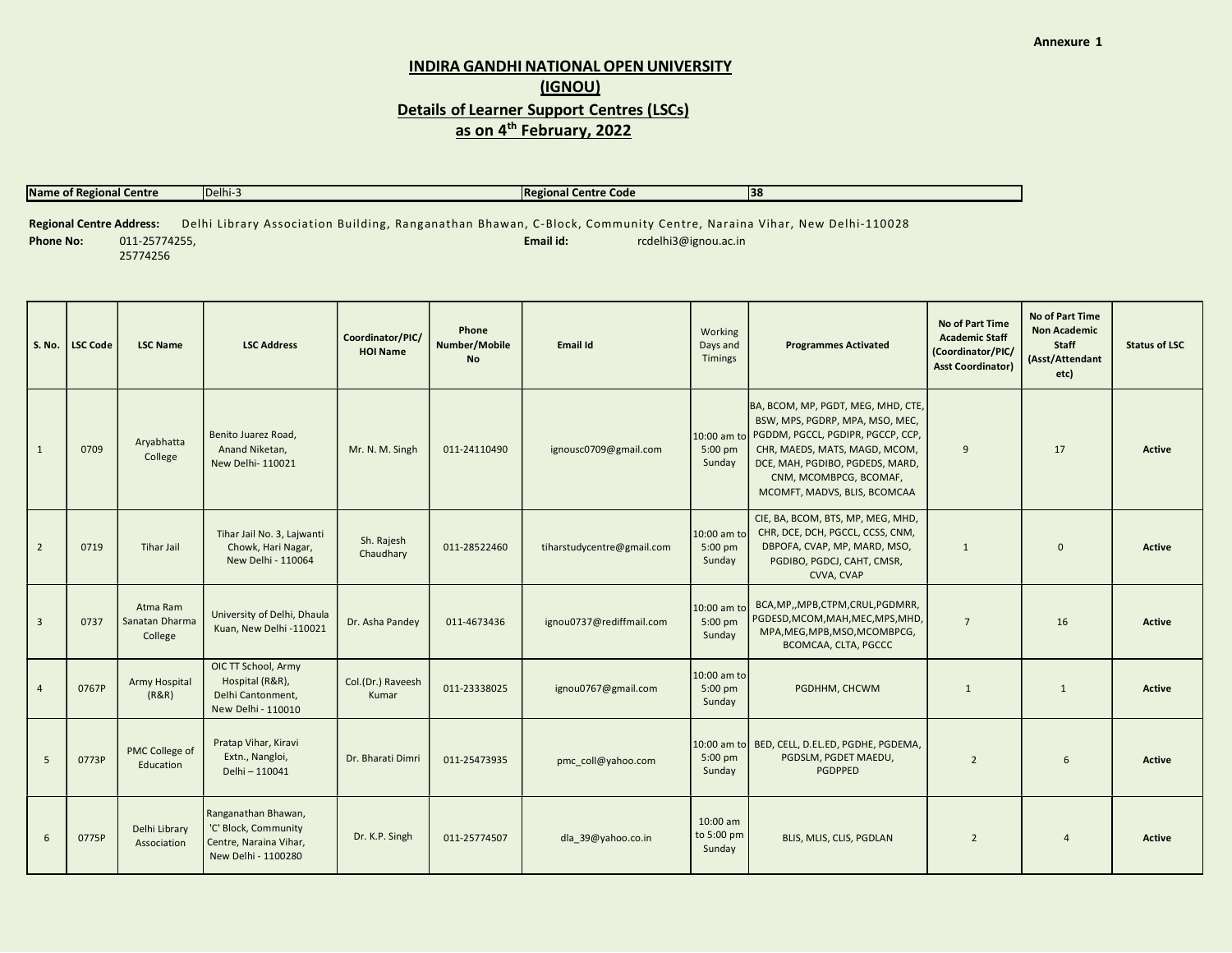Annexure 1

# INDIRA GANDHI NATIONAL OPEN UNIVERSITY (IGNOU)

## Details of Learner Support Centres (LSCs) as on 4th February, 2022

| Name of Regional Centre | Delhi-3 | Regional Centre Code | 38 |
|---|---|---|---|

**Regional Centre Address:** Delhi Library Association Building, Ranganathan Bhawan, C-Block, Community Centre, Naraina Vihar, New Delhi-110028

**Phone No:** 011-25774255, 25774256 **Email id:** rcdelhi3@ignou.ac.in

| S. No. | LSC Code | LSC Name | LSC Address | Coordinator/PIC/ HOI Name | Phone Number/Mobile No | Email Id | Working Days and Timings | Programmes Activated | No of Part Time Academic Staff (Coordinator/PIC/ Asst Coordinator) | No of Part Time Non Academic Staff (Asst/Attendant etc) | Status of LSC |
|---|---|---|---|---|---|---|---|---|---|---|---|
| 1 | 0709 | Aryabhatta College | Benito Juarez Road, Anand Niketan, New Delhi- 110021 | Mr. N. M. Singh | 011-24110490 | ignousc0709@gmail.com | 10:00 am to 5:00 pm Sunday | BA, BCOM, MP, PGDT, MEG, MHD, CTE, BSW, MPS, PGDRP, MPA, MSO, MEC, PGDDM, PGCCL, PGDIPR, PGCCP, CCP, CHR, MAEDS, MATS, MAGD, MCOM, DCE, MAH, PGDIBO, PGDEDS, MARD, CNM, MCOMBPCG, BCOMAF, MCOMFT, MADVS, BLIS, BCOMCAA | 9 | 17 | Active |
| 2 | 0719 | Tihar Jail | Tihar Jail No. 3, Lajwanti Chowk, Hari Nagar, New Delhi - 110064 | Sh. Rajesh Chaudhary | 011-28522460 | tiharstudycentre@gmail.com | 10:00 am to 5:00 pm Sunday | CIE, BA, BCOM, BTS, MP, MEG, MHD, CHR, DCE, DCH, PGCCL, CCSS, CNM, DBPOFA, CVAP, MP, MARD, MSO, PGDIBO, PGDCJ, CAHT, CMSR, CVVA, CVAP | 1 | 0 | Active |
| 3 | 0737 | Atma Ram Sanatan Dharma College | University of Delhi, Dhaula Kuan, New Delhi -110021 | Dr. Asha Pandey | 011-4673436 | ignou0737@rediffmail.com | 10:00 am to 5:00 pm Sunday | BCA,MP,,MPB,CTPM,CRUL,PGDMRR, PGDESD,MCOM,MAH,MEC,MPS,MHD, MPA,MEG,MPB,MSO,MCOMBPCG, BCOMCAA, CLTA, PGCCC | 7 | 16 | Active |
| 4 | 0767P | Army Hospital (R&R) | OIC TT School, Army Hospital (R&R), Delhi Cantonment, New Delhi - 110010 | Col.(Dr.) Raveesh Kumar | 011-23338025 | ignou0767@gmail.com | 10:00 am to 5:00 pm Sunday | PGDHHM, CHCWM | 1 | 1 | Active |
| 5 | 0773P | PMC College of Education | Pratap Vihar, Kiravi Extn., Nangloi, Delhi – 110041 | Dr. Bharati Dimri | 011-25473935 | pmc_coll@yahoo.com | 10:00 am to 5:00 pm Sunday | BED, CELL, D.EL.ED, PGDHE, PGDEMA, PGDSLM, PGDET MAEDU, PGDPPED | 2 | 6 | Active |
| 6 | 0775P | Delhi Library Association | Ranganathan Bhawan, 'C' Block, Community Centre, Naraina Vihar, New Delhi - 1100280 | Dr. K.P. Singh | 011-25774507 | dla_39@yahoo.co.in | 10:00 am to 5:00 pm Sunday | BLIS, MLIS, CLIS, PGDLAN | 2 | 4 | Active |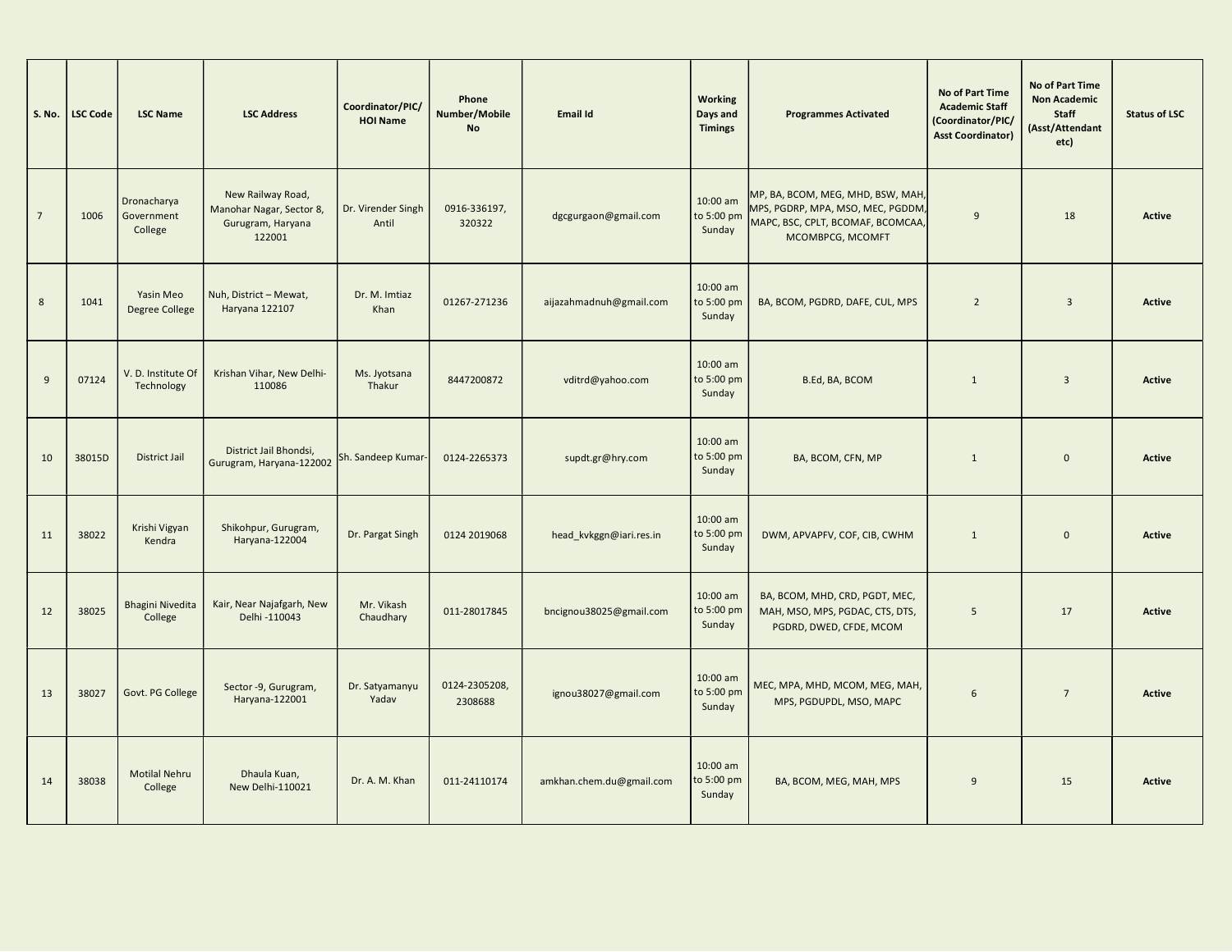| S. No. | LSC Code | LSC Name | LSC Address | Coordinator/PIC/ HOI Name | Phone Number/Mobile No | Email Id | Working Days and Timings | Programmes Activated | No of Part Time Academic Staff (Coordinator/PIC/ Asst Coordinator) | No of Part Time Non Academic Staff (Asst/Attendant etc) | Status of LSC |
|---|---|---|---|---|---|---|---|---|---|---|---|
| 7 | 1006 | Dronacharya Government College | New Railway Road, Manohar Nagar, Sector 8, Gurugram, Haryana 122001 | Dr. Virender Singh Antil | 0916-336197, 320322 | dgcgurgaon@gmail.com | 10:00 am to 5:00 pm Sunday | MP, BA, BCOM, MEG, MHD, BSW, MAH, MPS, PGDRP, MPA, MSO, MEC, PGDDM, MAPC, BSC, CPLT, BCOMAF, BCOMCAA, MCOMBPCG, MCOMFT | 9 | 18 | **Active** |
| 8 | 1041 | Yasin Meo Degree College | Nuh, District – Mewat, Haryana 122107 | Dr. M. Imtiaz Khan | 01267-271236 | aijazahmadnuh@gmail.com | 10:00 am to 5:00 pm Sunday | BA, BCOM, PGDRD, DAFE, CUL, MPS | 2 | 3 | **Active** |
| 9 | 07124 | V. D. Institute Of Technology | Krishan Vihar, New Delhi-110086 | Ms. Jyotsana Thakur | 8447200872 | vditrd@yahoo.com | 10:00 am to 5:00 pm Sunday | B.Ed, BA, BCOM | 1 | 3 | **Active** |
| 10 | 38015D | District Jail | District Jail Bhondsi, Gurugram, Haryana-122002 | Sh. Sandeep Kumar- | 0124-2265373 | supdt.gr@hry.com | 10:00 am to 5:00 pm Sunday | BA, BCOM, CFN, MP | 1 | 0 | **Active** |
| 11 | 38022 | Krishi Vigyan Kendra | Shikohpur, Gurugram, Haryana-122004 | Dr. Pargat Singh | 0124 2019068 | head_kvkggn@iari.res.in | 10:00 am to 5:00 pm Sunday | DWM, APVAPFV, COF, CIB, CWHM | 1 | 0 | **Active** |
| 12 | 38025 | Bhagini Nivedita College | Kair, Near Najafgarh, New Delhi -110043 | Mr. Vikash Chaudhary | 011-28017845 | bncignou38025@gmail.com | 10:00 am to 5:00 pm Sunday | BA, BCOM, MHD, CRD, PGDT, MEC, MAH, MSO, MPS, PGDAC, CTS, DTS, PGDRD, DWED, CFDE, MCOM | 5 | 17 | **Active** |
| 13 | 38027 | Govt. PG College | Sector -9, Gurugram, Haryana-122001 | Dr. Satyamanyu Yadav | 0124-2305208, 2308688 | ignou38027@gmail.com | 10:00 am to 5:00 pm Sunday | MEC, MPA, MHD, MCOM, MEG, MAH, MPS, PGDUPDL, MSO, MAPC | 6 | 7 | **Active** |
| 14 | 38038 | Motilal Nehru College | Dhaula Kuan, New Delhi-110021 | Dr. A. M. Khan | 011-24110174 | amkhan.chem.du@gmail.com | 10:00 am to 5:00 pm Sunday | BA, BCOM, MEG, MAH, MPS | 9 | 15 | **Active** |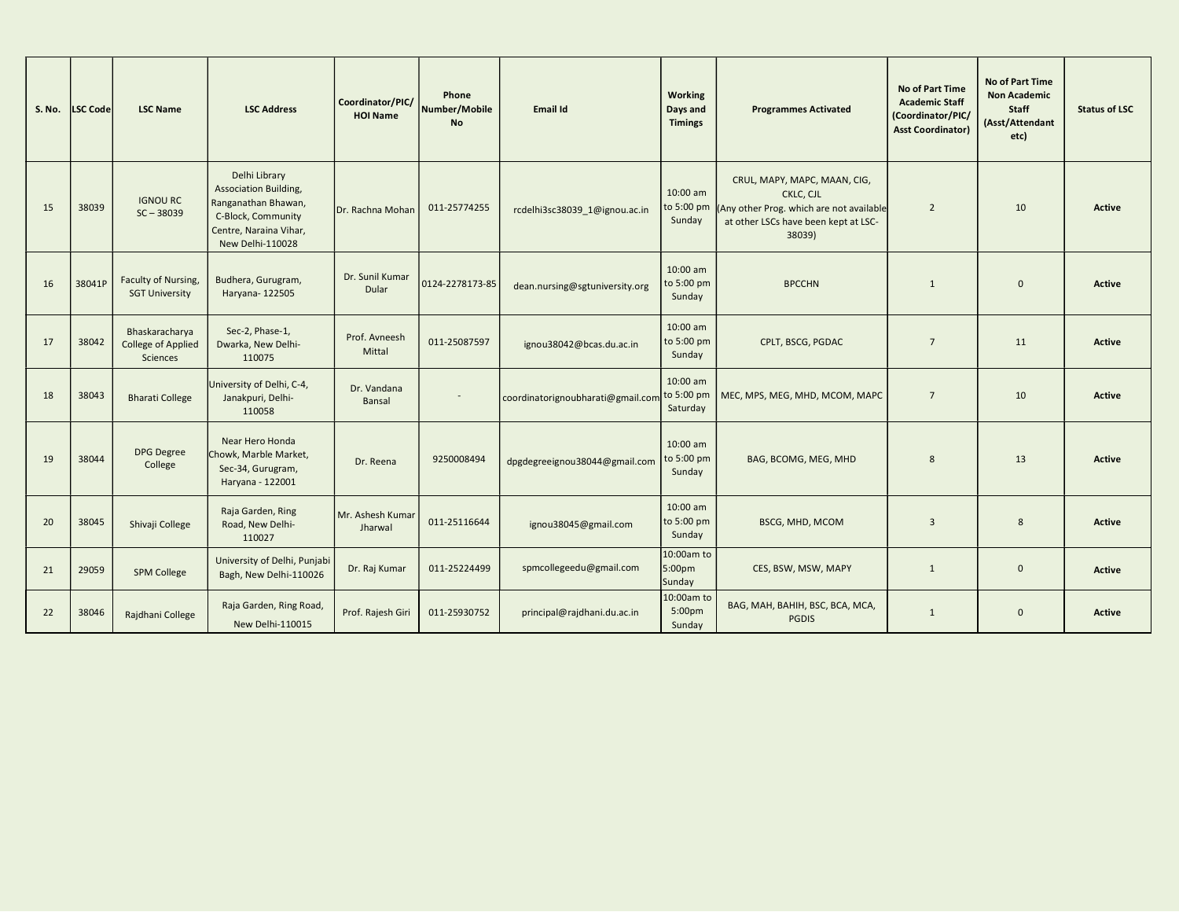| S. No. | LSC Code | LSC Name | LSC Address | Coordinator/PIC/ HOI Name | Phone Number/Mobile No | Email Id | Working Days and Timings | Programmes Activated | No of Part Time Academic Staff (Coordinator/PIC/ Asst Coordinator) | No of Part Time Non Academic Staff (Asst/Attendant etc) | Status of LSC |
|---|---|---|---|---|---|---|---|---|---|---|---|
| 15 | 38039 | IGNOU RC SC – 38039 | Delhi Library Association Building, Ranganathan Bhawan, C-Block, Community Centre, Naraina Vihar, New Delhi-110028 | Dr. Rachna Mohan | 011-25774255 | rcdelhi3sc38039_1@ignou.ac.in | 10:00 am to 5:00 pm Sunday | CRUL, MAPY, MAPC, MAAN, CIG, CKLC, CJL (Any other Prog. which are not available at other LSCs have been kept at LSC-38039) | 2 | 10 | **Active** |
| 16 | 38041P | Faculty of Nursing, SGT University | Budhera, Gurugram, Haryana- 122505 | Dr. Sunil Kumar Dular | 0124-2278173-85 | dean.nursing@sgtuniversity.org | 10:00 am to 5:00 pm Sunday | BPCCHN | 1 | 0 | **Active** |
| 17 | 38042 | Bhaskaracharya College of Applied Sciences | Sec-2, Phase-1, Dwarka, New Delhi-110075 | Prof. Avneesh Mittal | 011-25087597 | ignou38042@bcas.du.ac.in | 10:00 am to 5:00 pm Sunday | CPLT, BSCG, PGDAC | 7 | 11 | **Active** |
| 18 | 38043 | Bharati College | University of Delhi, C-4, Janakpuri, Delhi-110058 | Dr. Vandana Bansal | - | coordinatorignoubharati@gmail.com | 10:00 am to 5:00 pm Saturday | MEC, MPS, MEG, MHD, MCOM, MAPC | 7 | 10 | **Active** |
| 19 | 38044 | DPG Degree College | Near Hero Honda Chowk, Marble Market, Sec-34, Gurugram, Haryana - 122001 | Dr. Reena | 9250008494 | dpgdegreeignou38044@gmail.com | 10:00 am to 5:00 pm Sunday | BAG, BCOMG, MEG, MHD | 8 | 13 | **Active** |
| 20 | 38045 | Shivaji College | Raja Garden, Ring Road, New Delhi-110027 | Mr. Ashesh Kumar Jharwal | 011-25116644 | ignou38045@gmail.com | 10:00 am to 5:00 pm Sunday | BSCG, MHD, MCOM | 3 | 8 | **Active** |
| 21 | 29059 | SPM College | University of Delhi, Punjabi Bagh, New Delhi-110026 | Dr. Raj Kumar | 011-25224499 | spmcollegeedu@gmail.com | 10:00am to 5:00pm Sunday | CES, BSW, MSW, MAPY | 1 | 0 | **Active** |
| 22 | 38046 | Rajdhani College | Raja Garden, Ring Road, New Delhi-110015 | Prof. Rajesh Giri | 011-25930752 | principal@rajdhani.du.ac.in | 10:00am to 5:00pm Sunday | BAG, MAH, BAHIH, BSC, BCA, MCA, PGDIS | 1 | 0 | **Active** |